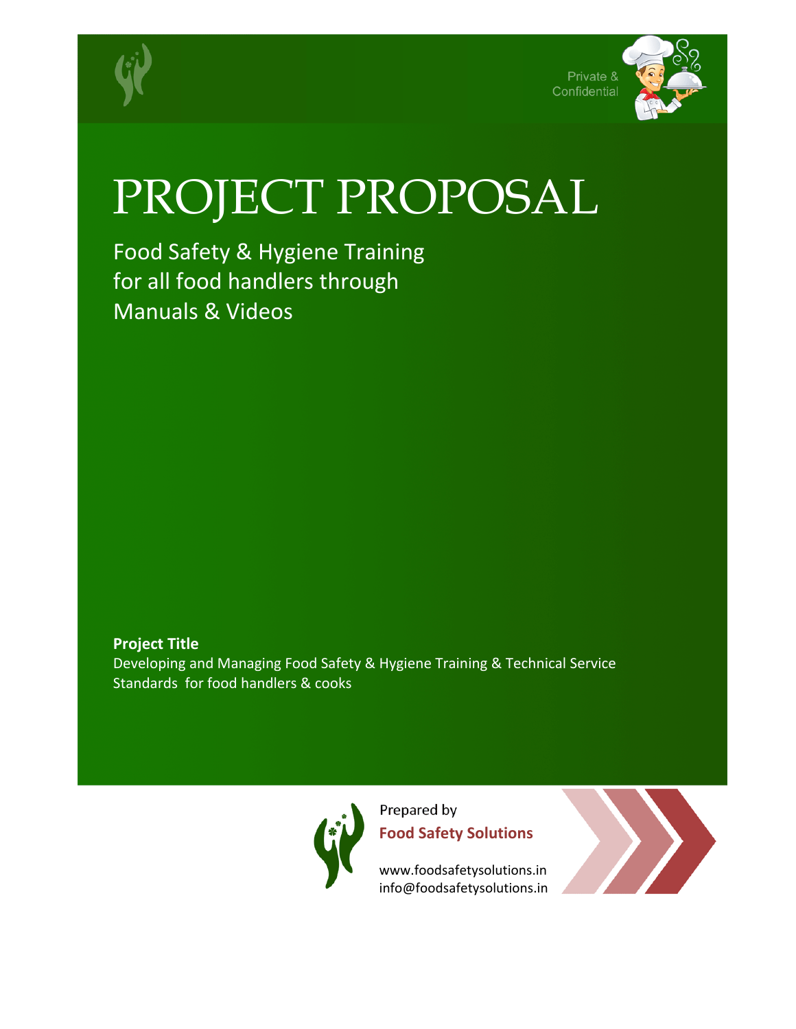Private & Confidential

# PROJECT PROPOSAL

Food Safety & Hygiene Training for all food handlers through Manuals & Videos

**Project Title**

Developing and Managing Food Safety & Hygiene Training & Technical Service Standards for food handlers & cooks

Prepared by

**Food Safety Solutions**

www.foodsafetysolutions.in
info@foodsafetysolutions.in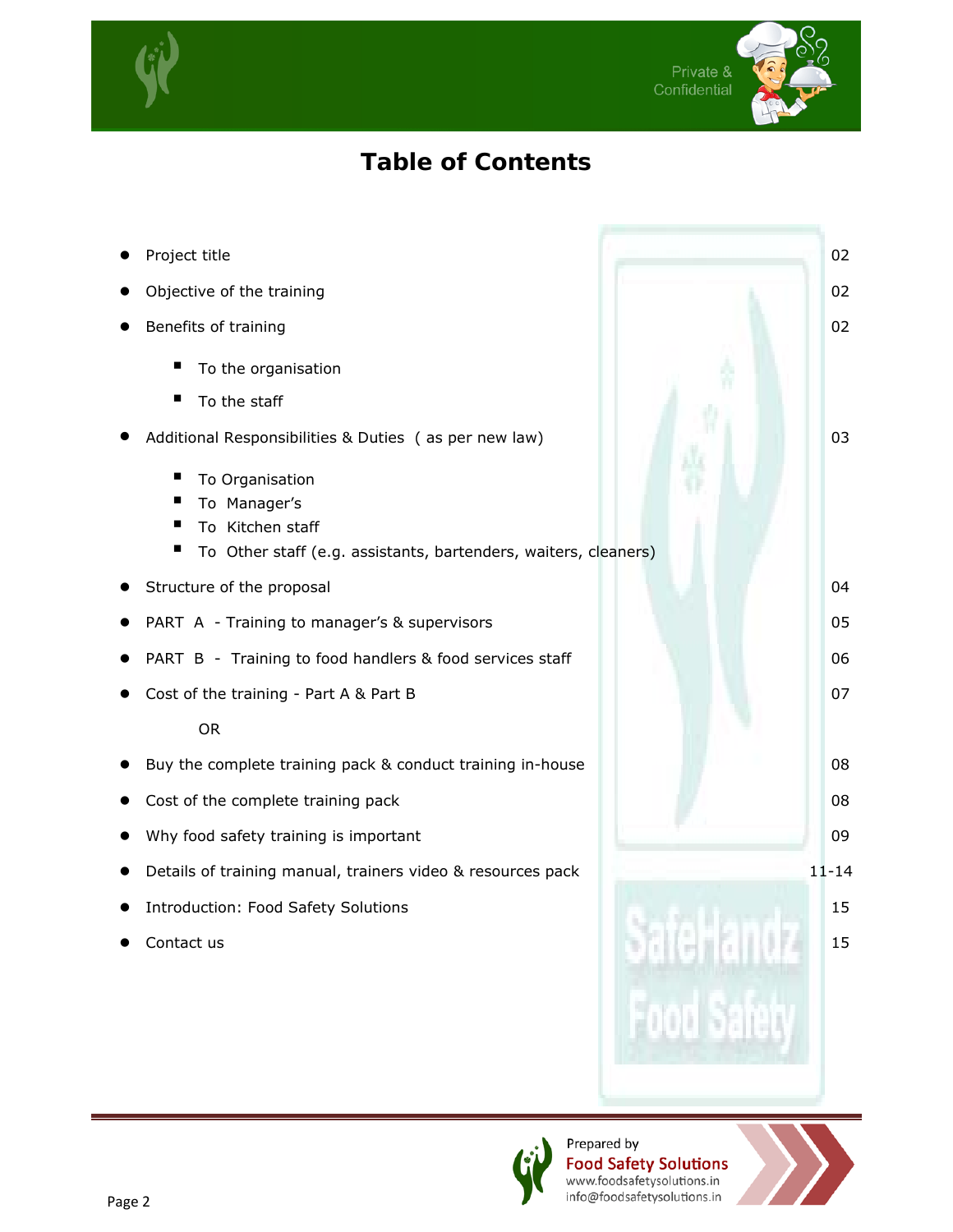# Table of Contents

- Project title 02
- Objective of the training 02
- Benefits of training 02
  - To the organisation
  - To the staff
- Additional Responsibilities & Duties ( as per new law) 03
  - To Organisation
  - To Manager's
  - To Kitchen staff
  - To Other staff (e.g. assistants, bartenders, waiters, cleaners)
- Structure of the proposal 04
- PART A - Training to manager's & supervisors 05
- PART B - Training to food handlers & food services staff 06
- Cost of the training - Part A & Part B 07

  OR

- Buy the complete training pack & conduct training in-house 08
- Cost of the complete training pack 08
- Why food safety training is important 09
- Details of training manual, trainers video & resources pack 11-14
- Introduction: Food Safety Solutions 15
- Contact us 15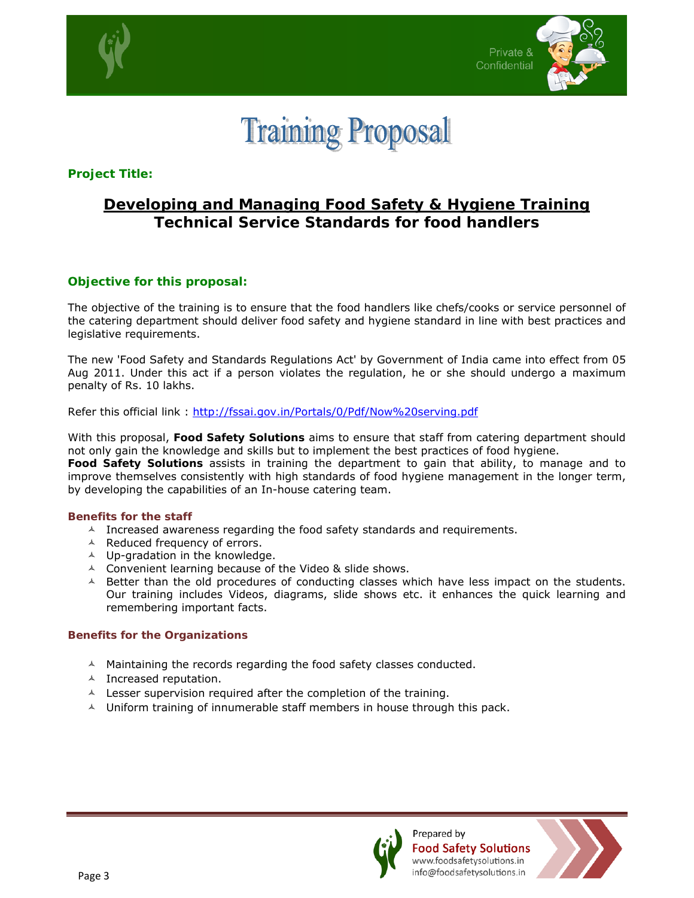# Training Proposal

**Project Title:**

## Developing and Managing Food Safety & Hygiene Training Technical Service Standards for food handlers

**Objective for this proposal:**

The objective of the training is to ensure that the food handlers like chefs/cooks or service personnel of the catering department should deliver food safety and hygiene standard in line with best practices and legislative requirements.

The new 'Food Safety and Standards Regulations Act' by Government of India came into effect from 05 Aug 2011. Under this act if a person violates the regulation, he or she should undergo a maximum penalty of Rs. 10 lakhs.

Refer this official link : [http://fssai.gov.in/Portals/0/Pdf/Now%20serving.pdf](http://fssai.gov.in/Portals/0/Pdf/Now%20serving.pdf)

With this proposal, **Food Safety Solutions** aims to ensure that staff from catering department should not only gain the knowledge and skills but to implement the best practices of food hygiene.
**Food Safety Solutions** assists in training the department to gain that ability, to manage and to improve themselves consistently with high standards of food hygiene management in the longer term, by developing the capabilities of an In-house catering team.

**Benefits for the staff**

- Increased awareness regarding the food safety standards and requirements.
- Reduced frequency of errors.
- Up-gradation in the knowledge.
- Convenient learning because of the Video & slide shows.
- Better than the old procedures of conducting classes which have less impact on the students. Our training includes Videos, diagrams, slide shows etc. it enhances the quick learning and remembering important facts.

**Benefits for the Organizations**

- Maintaining the records regarding the food safety classes conducted.
- Increased reputation.
- Lesser supervision required after the completion of the training.
- Uniform training of innumerable staff members in house through this pack.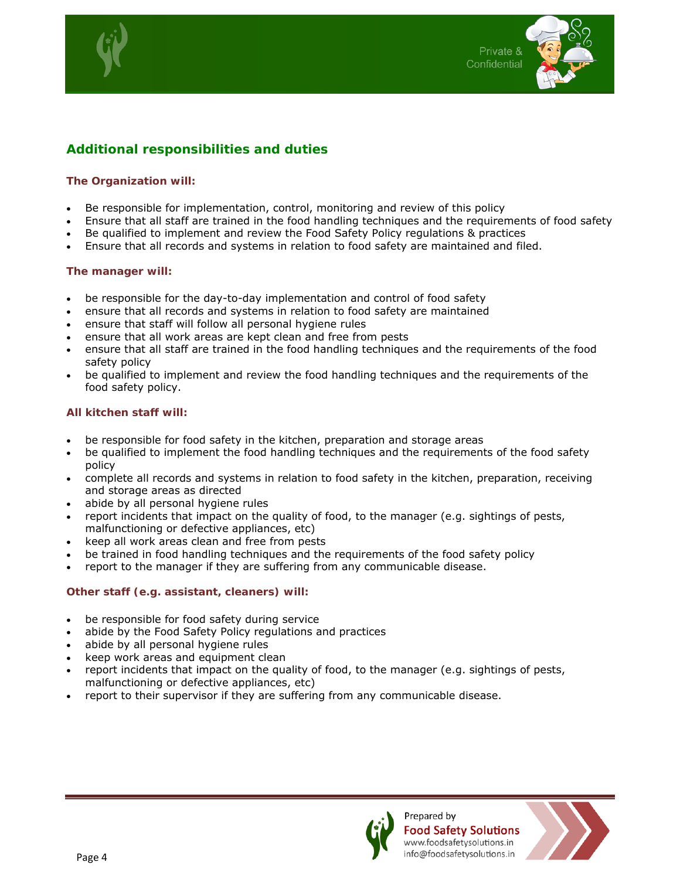## Additional responsibilities and duties

### The Organization will:

- Be responsible for implementation, control, monitoring and review of this policy
- Ensure that all staff are trained in the food handling techniques and the requirements of food safety
- Be qualified to implement and review the Food Safety Policy regulations & practices
- Ensure that all records and systems in relation to food safety are maintained and filed.

### The manager will:

- be responsible for the day-to-day implementation and control of food safety
- ensure that all records and systems in relation to food safety are maintained
- ensure that staff will follow all personal hygiene rules
- ensure that all work areas are kept clean and free from pests
- ensure that all staff are trained in the food handling techniques and the requirements of the food safety policy
- be qualified to implement and review the food handling techniques and the requirements of the food safety policy.

### All kitchen staff will:

- be responsible for food safety in the kitchen, preparation and storage areas
- be qualified to implement the food handling techniques and the requirements of the food safety policy
- complete all records and systems in relation to food safety in the kitchen, preparation, receiving and storage areas as directed
- abide by all personal hygiene rules
- report incidents that impact on the quality of food, to the manager (e.g. sightings of pests, malfunctioning or defective appliances, etc)
- keep all work areas clean and free from pests
- be trained in food handling techniques and the requirements of the food safety policy
- report to the manager if they are suffering from any communicable disease.

### Other staff (e.g. assistant, cleaners) will:

- be responsible for food safety during service
- abide by the Food Safety Policy regulations and practices
- abide by all personal hygiene rules
- keep work areas and equipment clean
- report incidents that impact on the quality of food, to the manager (e.g. sightings of pests, malfunctioning or defective appliances, etc)
- report to their supervisor if they are suffering from any communicable disease.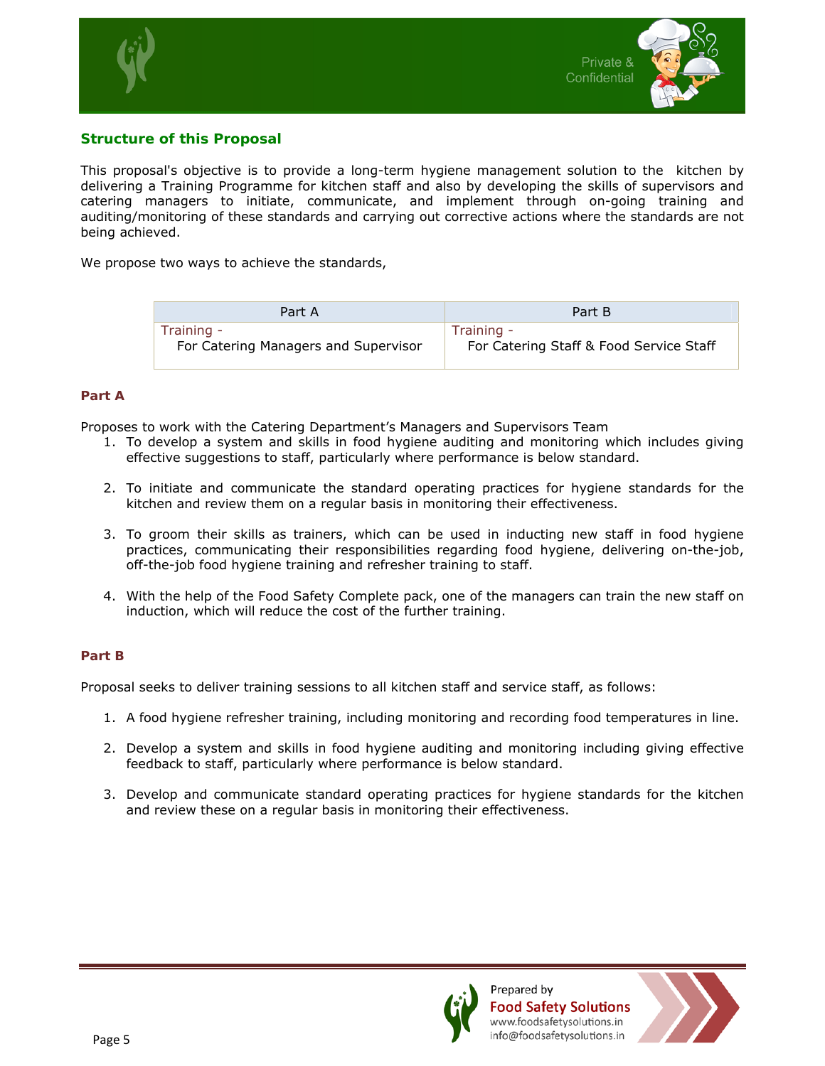## Structure of this Proposal

This proposal's objective is to provide a long-term hygiene management solution to the kitchen by delivering a Training Programme for kitchen staff and also by developing the skills of supervisors and catering managers to initiate, communicate, and implement through on-going training and auditing/monitoring of these standards and carrying out corrective actions where the standards are not being achieved.

We propose two ways to achieve the standards,

| Part A | Part B |
|---|---|
| Training - For Catering Managers and Supervisor | Training - For Catering Staff & Food Service Staff |

### Part A

Proposes to work with the Catering Department's Managers and Supervisors Team

1. To develop a system and skills in food hygiene auditing and monitoring which includes giving effective suggestions to staff, particularly where performance is below standard.

2. To initiate and communicate the standard operating practices for hygiene standards for the kitchen and review them on a regular basis in monitoring their effectiveness.

3. To groom their skills as trainers, which can be used in inducting new staff in food hygiene practices, communicating their responsibilities regarding food hygiene, delivering on-the-job, off-the-job food hygiene training and refresher training to staff.

4. With the help of the Food Safety Complete pack, one of the managers can train the new staff on induction, which will reduce the cost of the further training.

### Part B

Proposal seeks to deliver training sessions to all kitchen staff and service staff, as follows:

1. A food hygiene refresher training, including monitoring and recording food temperatures in line.

2. Develop a system and skills in food hygiene auditing and monitoring including giving effective feedback to staff, particularly where performance is below standard.

3. Develop and communicate standard operating practices for hygiene standards for the kitchen and review these on a regular basis in monitoring their effectiveness.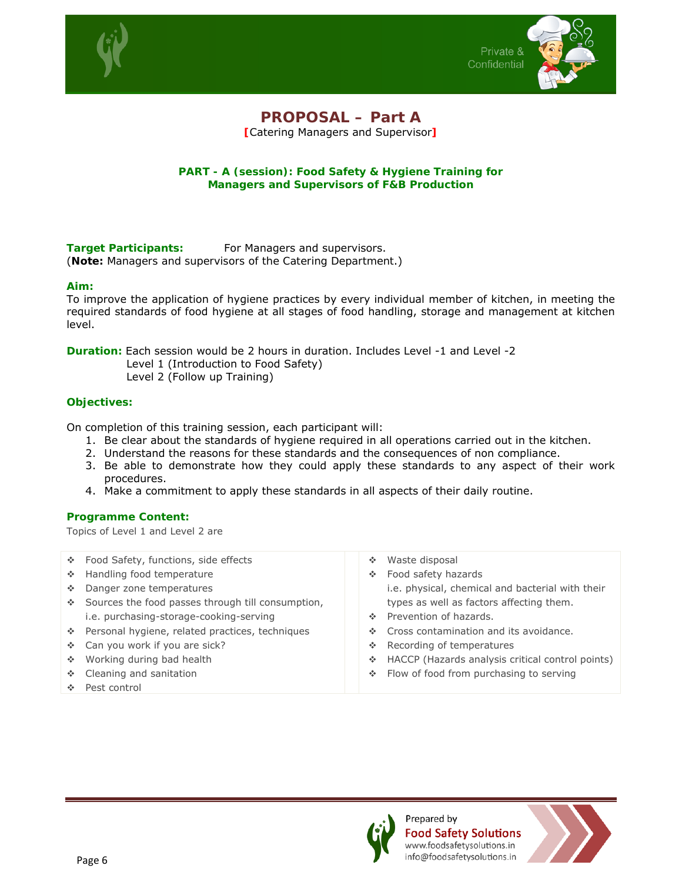# PROPOSAL – Part A

[Catering Managers and Supervisor]

### PART - A (session): Food Safety & Hygiene Training for Managers and Supervisors of F&B Production

**Target Participants:** For Managers and supervisors.
(**Note:** Managers and supervisors of the Catering Department.)

**Aim:**
To improve the application of hygiene practices by every individual member of kitchen, in meeting the required standards of food hygiene at all stages of food handling, storage and management at kitchen level.

**Duration:** Each session would be 2 hours in duration. Includes Level -1 and Level -2
Level 1 (Introduction to Food Safety)
Level 2 (Follow up Training)

**Objectives:**

On completion of this training session, each participant will:

1. Be clear about the standards of hygiene required in all operations carried out in the kitchen.
2. Understand the reasons for these standards and the consequences of non compliance.
3. Be able to demonstrate how they could apply these standards to any aspect of their work procedures.
4. Make a commitment to apply these standards in all aspects of their daily routine.

**Programme Content:**

Topics of Level 1 and Level 2 are

- Food Safety, functions, side effects
- Handling food temperature
- Danger zone temperatures
- Sources the food passes through till consumption, i.e. purchasing-storage-cooking-serving
- Personal hygiene, related practices, techniques
- Can you work if you are sick?
- Working during bad health
- Cleaning and sanitation
- Pest control
- Waste disposal
- Food safety hazards i.e. physical, chemical and bacterial with their types as well as factors affecting them.
- Prevention of hazards.
- Cross contamination and its avoidance.
- Recording of temperatures
- HACCP (Hazards analysis critical control points)
- Flow of food from purchasing to serving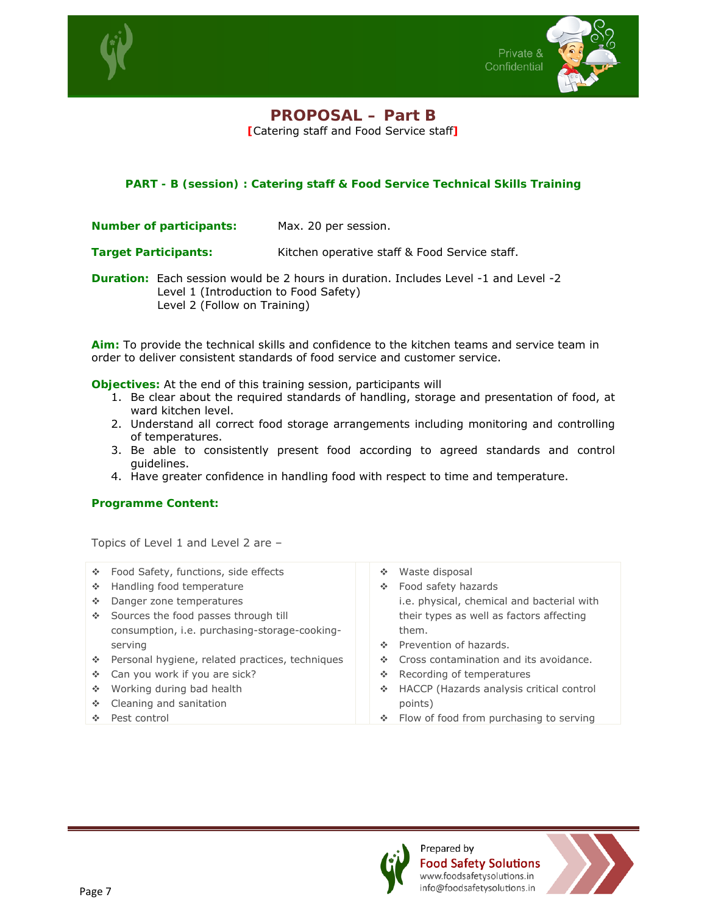# PROPOSAL – Part B

[Catering staff and Food Service staff]

### PART - B (session) : Catering staff & Food Service Technical Skills Training

**Number of participants:** Max. 20 per session.

**Target Participants:** Kitchen operative staff & Food Service staff.

**Duration:** Each session would be 2 hours in duration. Includes Level -1 and Level -2
Level 1 (Introduction to Food Safety)
Level 2 (Follow on Training)

**Aim:** To provide the technical skills and confidence to the kitchen teams and service team in order to deliver consistent standards of food service and customer service.

**Objectives:** At the end of this training session, participants will

1. Be clear about the required standards of handling, storage and presentation of food, at ward kitchen level.
2. Understand all correct food storage arrangements including monitoring and controlling of temperatures.
3. Be able to consistently present food according to agreed standards and control guidelines.
4. Have greater confidence in handling food with respect to time and temperature.

**Programme Content:**

Topics of Level 1 and Level 2 are –

- Food Safety, functions, side effects
- Handling food temperature
- Danger zone temperatures
- Sources the food passes through till consumption, i.e. purchasing-storage-cooking-serving
- Personal hygiene, related practices, techniques
- Can you work if you are sick?
- Working during bad health
- Cleaning and sanitation
- Pest control
- Waste disposal
- Food safety hazards i.e. physical, chemical and bacterial with their types as well as factors affecting them.
- Prevention of hazards.
- Cross contamination and its avoidance.
- Recording of temperatures
- HACCP (Hazards analysis critical control points)
- Flow of food from purchasing to serving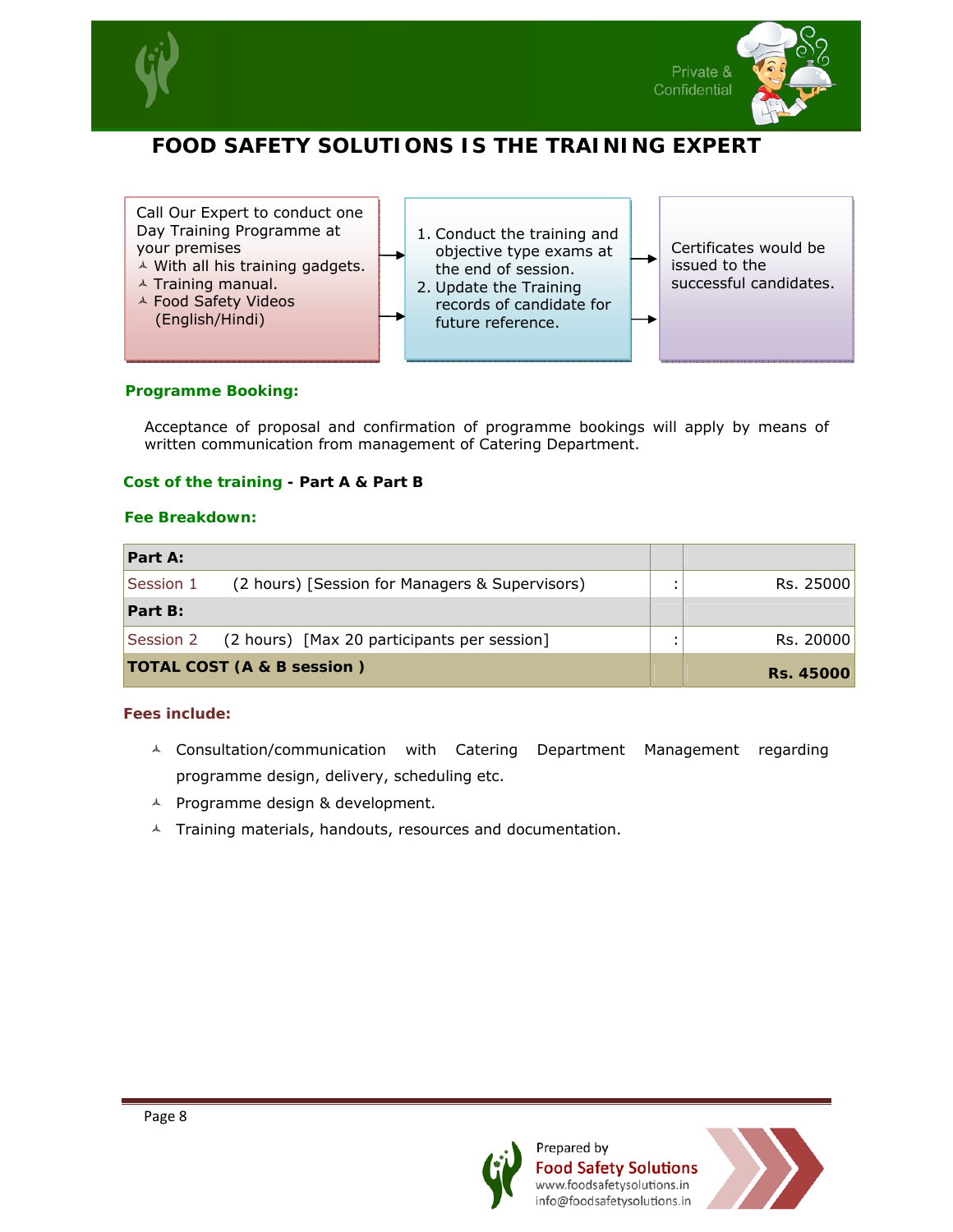# FOOD SAFETY SOLUTIONS IS THE TRAINING EXPERT

Call Our Expert to conduct one Day Training Programme at your premises

- With all his training gadgets.
- Training manual.
- Food Safety Videos (English/Hindi)

→

1. Conduct the training and objective type exams at the end of session.
2. Update the Training records of candidate for future reference.

→

Certificates would be issued to the successful candidates.

### Programme Booking:

Acceptance of proposal and confirmation of programme bookings will apply by means of written communication from management of Catering Department.

### Cost of the training - Part A & Part B

### Fee Breakdown:

| | | |
|---|---|---|
| **Part A:** | | |
| Session 1 (2 hours) [Session for Managers & Supervisors) | : | Rs. 25000 |
| **Part B:** | | |
| Session 2 (2 hours) [Max 20 participants per session] | : | Rs. 20000 |
| **TOTAL COST (A & B session )** | | **Rs. 45000** |

### Fees include:

- Consultation/communication with Catering Department Management regarding programme design, delivery, scheduling etc.
- Programme design & development.
- Training materials, handouts, resources and documentation.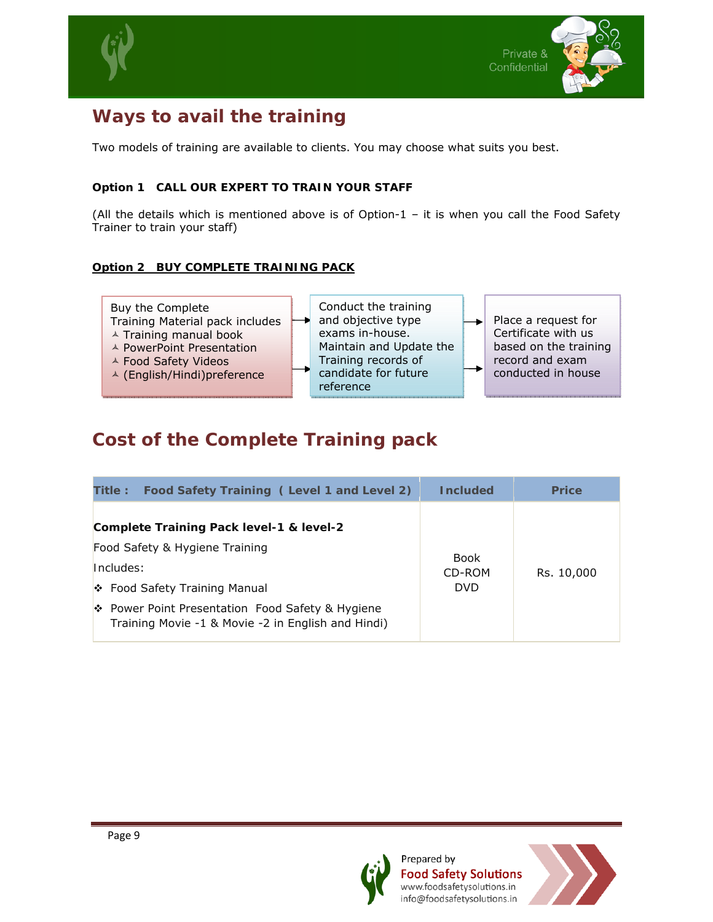## Ways to avail the training

Two models of training are available to clients. You may choose what suits you best.

**Option 1 CALL OUR EXPERT TO TRAIN YOUR STAFF**

(All the details which is mentioned above is of Option-1 – it is when you call the Food Safety Trainer to train your staff)

**Option 2 BUY COMPLETE TRAINING PACK**

Buy the Complete Training Material pack includes
- Training manual book
- PowerPoint Presentation
- Food Safety Videos
- (English/Hindi)preference

→ Conduct the training and objective type exams in-house. Maintain and Update the Training records of candidate for future reference

→ Place a request for Certificate with us based on the training record and exam conducted in house

## Cost of the Complete Training pack

| Title : Food Safety Training ( Level 1 and Level 2) | Included | Price |
|---|---|---|
| **Complete Training Pack level-1 & level-2**<br>Food Safety & Hygiene Training<br>Includes:<br>❖ Food Safety Training Manual<br>❖ Power Point Presentation Food Safety & Hygiene Training Movie -1 & Movie -2 in English and Hindi) | Book<br>CD-ROM<br>DVD | Rs. 10,000 |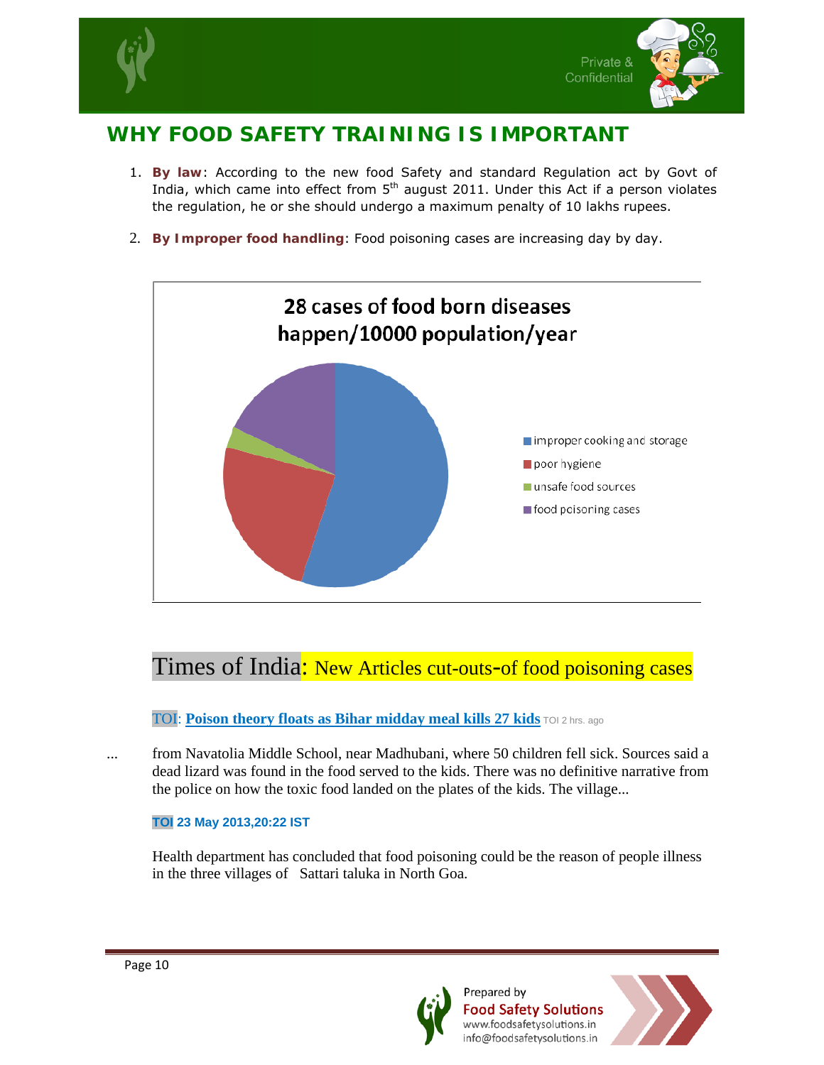# WHY FOOD SAFETY TRAINING IS IMPORTANT

1. **By law**: According to the new food Safety and standard Regulation act by Govt of India, which came into effect from 5th august 2011. Under this Act if a person violates the regulation, he or she should undergo a maximum penalty of 10 lakhs rupees.

2. **By Improper food handling**: Food poisoning cases are increasing day by day.

28 cases of food born diseases happen/10000 population/year

- improper cooking and storage
- poor hygiene
- unsafe food sources
- food poisoning cases

## Times of India: New Articles cut-outs-of food poisoning cases

TOI: **Poison theory floats as Bihar midday meal kills 27 kids** TOI 2 hrs. ago

... from Navatolia Middle School, near Madhubani, where 50 children fell sick. Sources said a dead lizard was found in the food served to the kids. There was no definitive narrative from the police on how the toxic food landed on the plates of the kids. The village...

**TOI 23 May 2013,20:22 IST**

Health department has concluded that food poisoning could be the reason of people illness in the three villages of Sattari taluka in North Goa.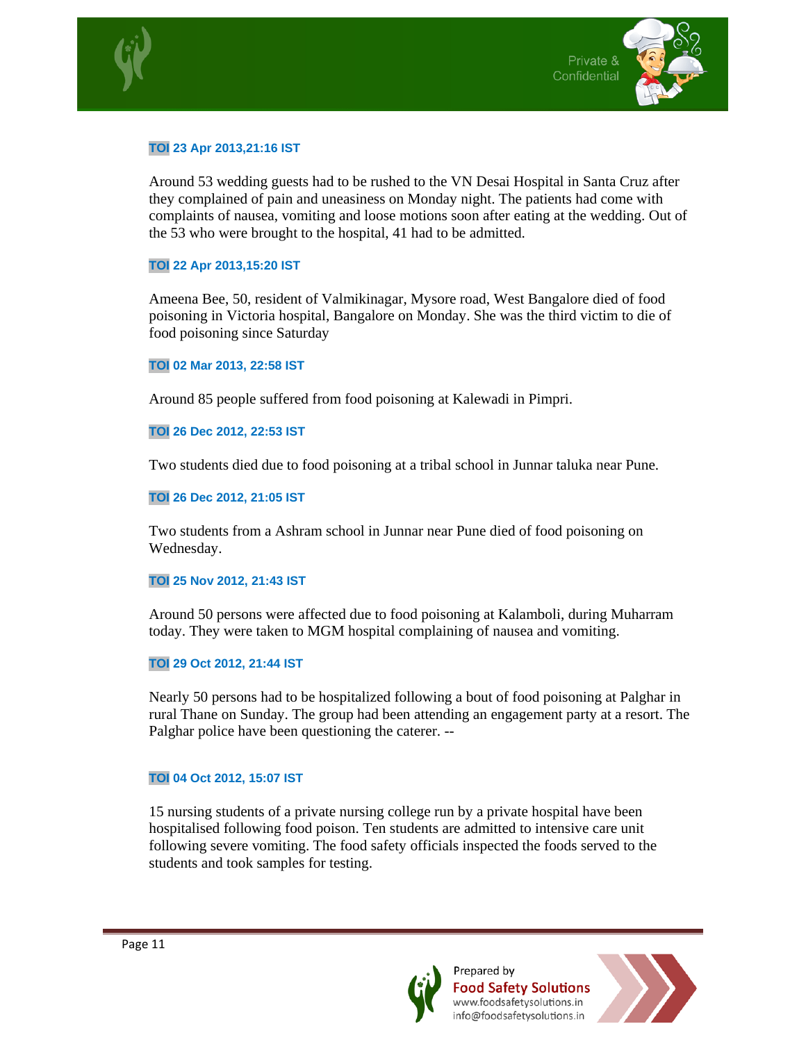**TOI 23 Apr 2013,21:16 IST**

Around 53 wedding guests had to be rushed to the VN Desai Hospital in Santa Cruz after they complained of pain and uneasiness on Monday night. The patients had come with complaints of nausea, vomiting and loose motions soon after eating at the wedding. Out of the 53 who were brought to the hospital, 41 had to be admitted.

**TOI 22 Apr 2013,15:20 IST**

Ameena Bee, 50, resident of Valmikinagar, Mysore road, West Bangalore died of food poisoning in Victoria hospital, Bangalore on Monday. She was the third victim to die of food poisoning since Saturday

**TOI 02 Mar 2013, 22:58 IST**

Around 85 people suffered from food poisoning at Kalewadi in Pimpri.

**TOI 26 Dec 2012, 22:53 IST**

Two students died due to food poisoning at a tribal school in Junnar taluka near Pune.

**TOI 26 Dec 2012, 21:05 IST**

Two students from a Ashram school in Junnar near Pune died of food poisoning on Wednesday.

**TOI 25 Nov 2012, 21:43 IST**

Around 50 persons were affected due to food poisoning at Kalamboli, during Muharram today. They were taken to MGM hospital complaining of nausea and vomiting.

**TOI 29 Oct 2012, 21:44 IST**

Nearly 50 persons had to be hospitalized following a bout of food poisoning at Palghar in rural Thane on Sunday. The group had been attending an engagement party at a resort. The Palghar police have been questioning the caterer. --

**TOI 04 Oct 2012, 15:07 IST**

15 nursing students of a private nursing college run by a private hospital have been hospitalised following food poison. Ten students are admitted to intensive care unit following severe vomiting. The food safety officials inspected the foods served to the students and took samples for testing.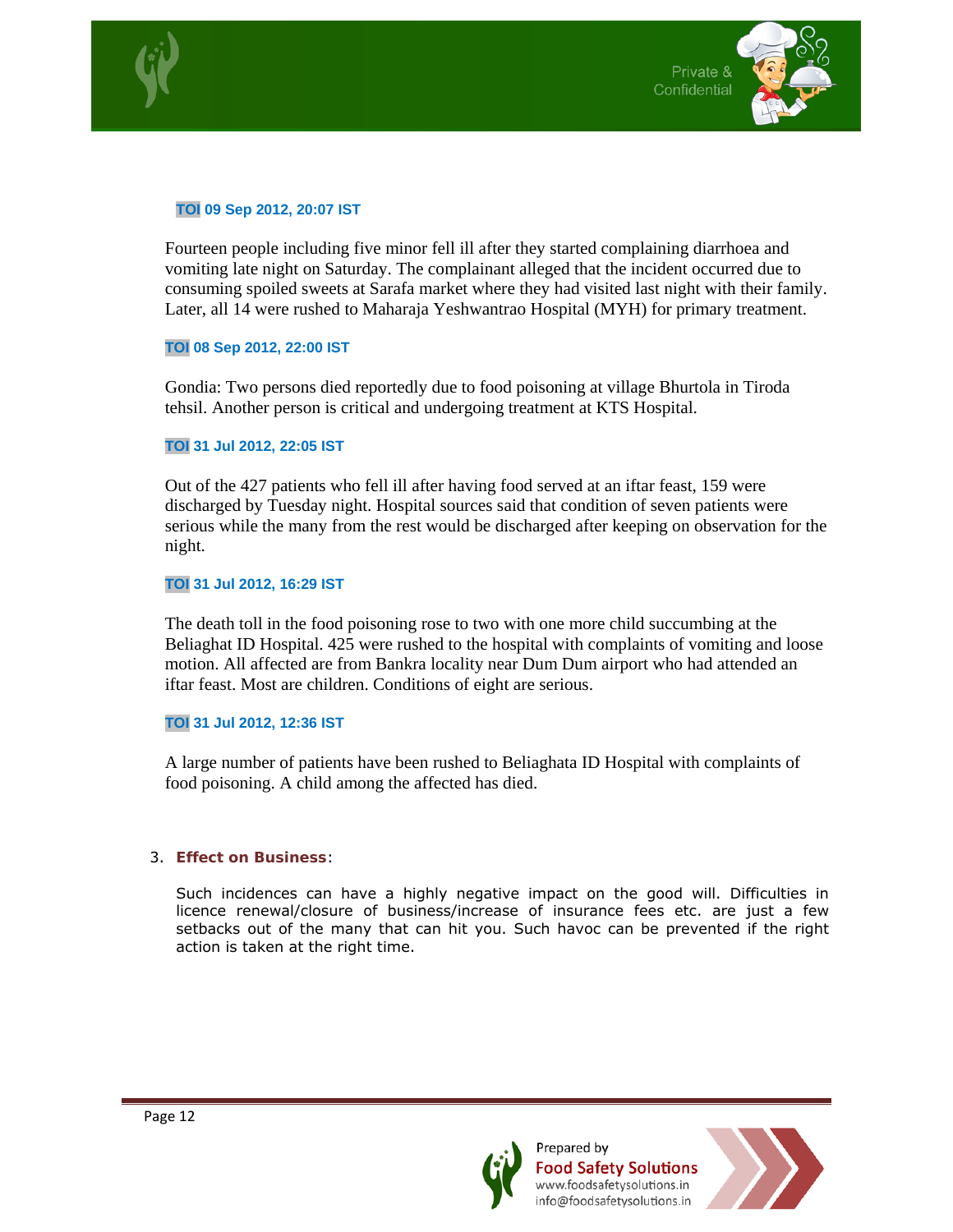**TOI 09 Sep 2012, 20:07 IST**

Fourteen people including five minor fell ill after they started complaining diarrhoea and vomiting late night on Saturday. The complainant alleged that the incident occurred due to consuming spoiled sweets at Sarafa market where they had visited last night with their family. Later, all 14 were rushed to Maharaja Yeshwantrao Hospital (MYH) for primary treatment.

**TOI 08 Sep 2012, 22:00 IST**

Gondia: Two persons died reportedly due to food poisoning at village Bhurtola in Tiroda tehsil. Another person is critical and undergoing treatment at KTS Hospital.

**TOI 31 Jul 2012, 22:05 IST**

Out of the 427 patients who fell ill after having food served at an iftar feast, 159 were discharged by Tuesday night. Hospital sources said that condition of seven patients were serious while the many from the rest would be discharged after keeping on observation for the night.

**TOI 31 Jul 2012, 16:29 IST**

The death toll in the food poisoning rose to two with one more child succumbing at the Beliaghat ID Hospital. 425 were rushed to the hospital with complaints of vomiting and loose motion. All affected are from Bankra locality near Dum Dum airport who had attended an iftar feast. Most are children. Conditions of eight are serious.

**TOI 31 Jul 2012, 12:36 IST**

A large number of patients have been rushed to Beliaghata ID Hospital with complaints of food poisoning. A child among the affected has died.

3. **Effect on Business**:

   Such incidences can have a highly negative impact on the good will. Difficulties in licence renewal/closure of business/increase of insurance fees etc. are just a few setbacks out of the many that can hit you. Such havoc can be prevented if the right action is taken at the right time.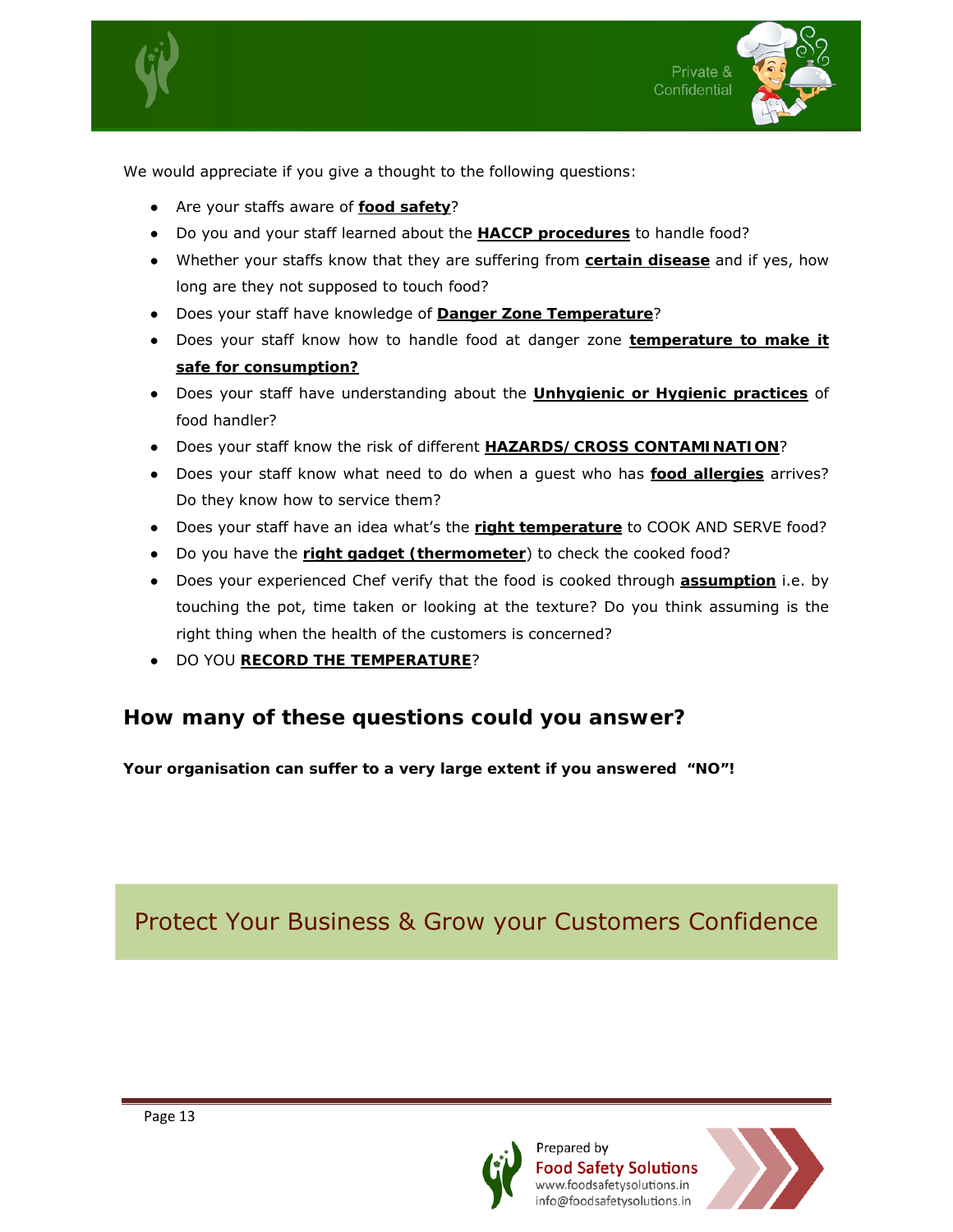We would appreciate if you give a thought to the following questions:

- Are your staffs aware of **food safety**?
- Do you and your staff learned about the **HACCP procedures** to handle food?
- Whether your staffs know that they are suffering from **certain disease** and if yes, how long are they not supposed to touch food?
- Does your staff have knowledge of **Danger Zone Temperature**?
- Does your staff know how to handle food at danger zone **temperature to make it safe for consumption?**
- Does your staff have understanding about the **Unhygienic or Hygienic practices** of food handler?
- Does your staff know the risk of different **HAZARDS/CROSS CONTAMINATION**?
- Does your staff know what need to do when a guest who has **food allergies** arrives? Do they know how to service them?
- Does your staff have an idea what's the **right temperature** to COOK AND SERVE food?
- Do you have the **right gadget (thermometer**) to check the cooked food?
- Does your experienced Chef verify that the food is cooked through **assumption** i.e. by touching the pot, time taken or looking at the texture? Do you think assuming is the right thing when the health of the customers is concerned?
- DO YOU **RECORD THE TEMPERATURE**?

## How many of these questions could you answer?

**Your organisation can suffer to a very large extent if you answered "NO"!**

Protect Your Business & Grow your Customers Confidence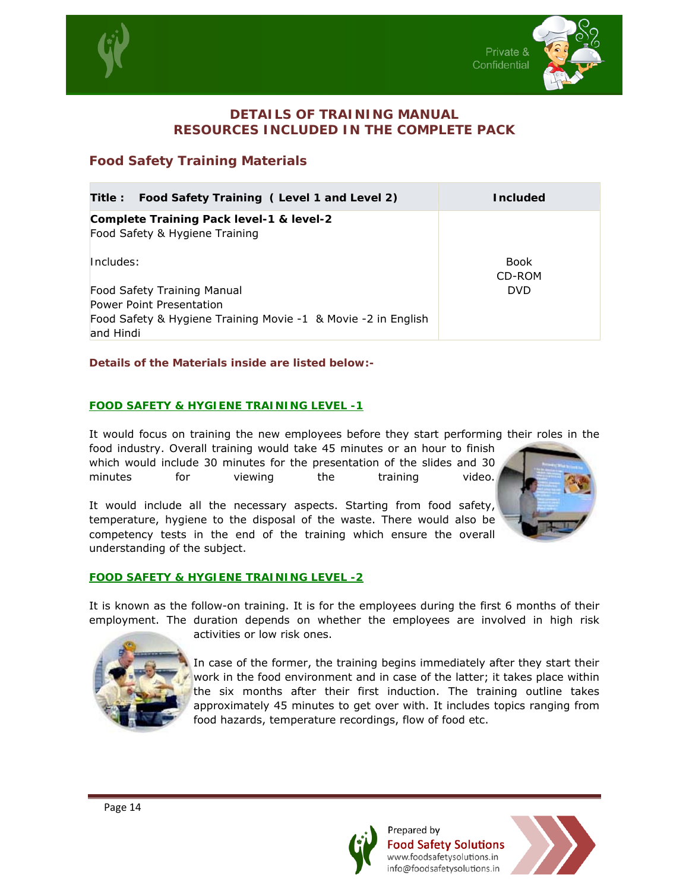# DETAILS OF TRAINING MANUAL
# RESOURCES INCLUDED IN THE COMPLETE PACK

## Food Safety Training Materials

| Title : Food Safety Training ( Level 1 and Level 2) | Included |
|---|---|
| **Complete Training Pack level-1 & level-2**<br>Food Safety & Hygiene Training<br><br>Includes:<br><br>Food Safety Training Manual<br>Power Point Presentation<br>Food Safety & Hygiene Training Movie -1 & Movie -2 in English and Hindi | Book<br>CD-ROM<br>DVD |

**Details of the Materials inside are listed below:-**

### FOOD SAFETY & HYGIENE TRAINING LEVEL -1

It would focus on training the new employees before they start performing their roles in the food industry. Overall training would take 45 minutes or an hour to finish which would include 30 minutes for the presentation of the slides and 30 minutes for viewing the training video.

It would include all the necessary aspects. Starting from food safety, temperature, hygiene to the disposal of the waste. There would also be competency tests in the end of the training which ensure the overall understanding of the subject.

### FOOD SAFETY & HYGIENE TRAINING LEVEL -2

It is known as the follow-on training. It is for the employees during the first 6 months of their employment. The duration depends on whether the employees are involved in high risk activities or low risk ones.

In case of the former, the training begins immediately after they start their work in the food environment and in case of the latter; it takes place within the six months after their first induction. The training outline takes approximately 45 minutes to get over with. It includes topics ranging from food hazards, temperature recordings, flow of food etc.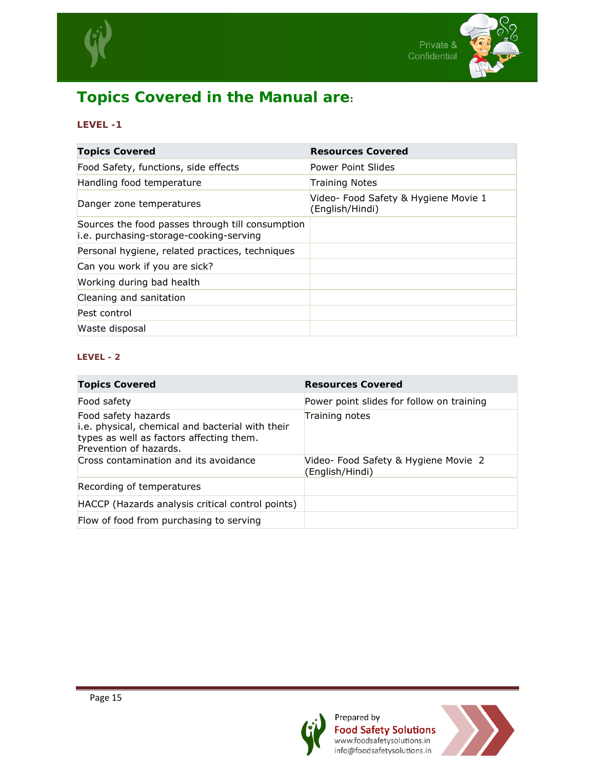# Topics Covered in the Manual are:

**LEVEL -1**

| Topics Covered | Resources Covered |
|---|---|
| Food Safety, functions, side effects | Power Point Slides |
| Handling food temperature | Training Notes |
| Danger zone temperatures | Video- Food Safety & Hygiene Movie 1 (English/Hindi) |
| Sources the food passes through till consumption i.e. purchasing-storage-cooking-serving | |
| Personal hygiene, related practices, techniques | |
| Can you work if you are sick? | |
| Working during bad health | |
| Cleaning and sanitation | |
| Pest control | |
| Waste disposal | |

**LEVEL - 2**

| Topics Covered | Resources Covered |
|---|---|
| Food safety | Power point slides for follow on training |
| Food safety hazards<br>i.e. physical, chemical and bacterial with their types as well as factors affecting them.<br>Prevention of hazards. | Training notes |
| Cross contamination and its avoidance | Video- Food Safety & Hygiene Movie 2 (English/Hindi) |
| Recording of temperatures | |
| HACCP (Hazards analysis critical control points) | |
| Flow of food from purchasing to serving | |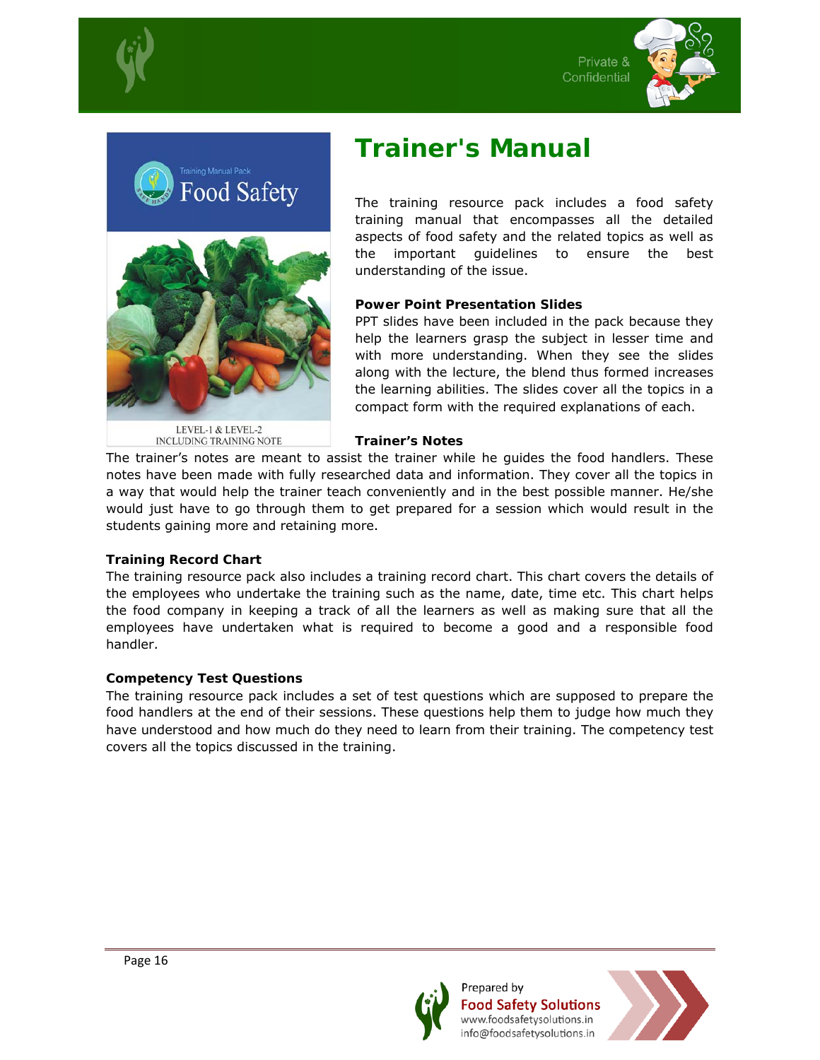# Trainer's Manual

The training resource pack includes a food safety training manual that encompasses all the detailed aspects of food safety and the related topics as well as the important guidelines to ensure the best understanding of the issue.

**Power Point Presentation Slides**

PPT slides have been included in the pack because they help the learners grasp the subject in lesser time and with more understanding. When they see the slides along with the lecture, the blend thus formed increases the learning abilities. The slides cover all the topics in a compact form with the required explanations of each.

**Trainer's Notes**

The trainer's notes are meant to assist the trainer while he guides the food handlers. These notes have been made with fully researched data and information. They cover all the topics in a way that would help the trainer teach conveniently and in the best possible manner. He/she would just have to go through them to get prepared for a session which would result in the students gaining more and retaining more.

**Training Record Chart**

The training resource pack also includes a training record chart. This chart covers the details of the employees who undertake the training such as the name, date, time etc. This chart helps the food company in keeping a track of all the learners as well as making sure that all the employees have undertaken what is required to become a good and a responsible food handler.

**Competency Test Questions**

The training resource pack includes a set of test questions which are supposed to prepare the food handlers at the end of their sessions. These questions help them to judge how much they have understood and how much do they need to learn from their training. The competency test covers all the topics discussed in the training.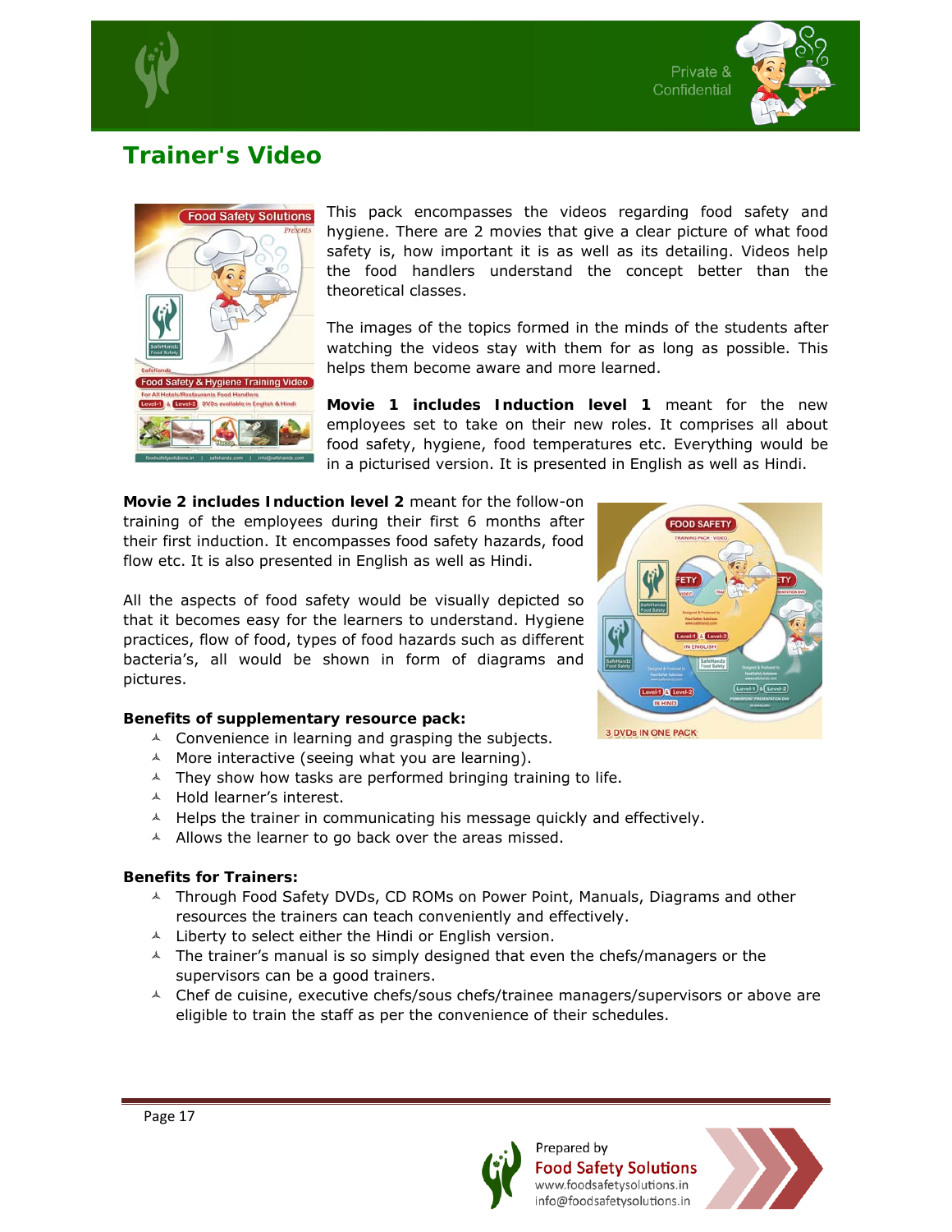## Trainer's Video

This pack encompasses the videos regarding food safety and hygiene. There are 2 movies that give a clear picture of what food safety is, how important it is as well as its detailing. Videos help the food handlers understand the concept better than the theoretical classes.

The images of the topics formed in the minds of the students after watching the videos stay with them for as long as possible. This helps them become aware and more learned.

**Movie 1 includes Induction level 1** meant for the new employees set to take on their new roles. It comprises all about food safety, hygiene, food temperatures etc. Everything would be in a picturised version. It is presented in English as well as Hindi.

**Movie 2 includes Induction level 2** meant for the follow-on training of the employees during their first 6 months after their first induction. It encompasses food safety hazards, food flow etc. It is also presented in English as well as Hindi.

All the aspects of food safety would be visually depicted so that it becomes easy for the learners to understand. Hygiene practices, flow of food, types of food hazards such as different bacteria's, all would be shown in form of diagrams and pictures.

**Benefits of supplementary resource pack:**

- Convenience in learning and grasping the subjects.
- More interactive (seeing what you are learning).
- They show how tasks are performed bringing training to life.
- Hold learner's interest.
- Helps the trainer in communicating his message quickly and effectively.
- Allows the learner to go back over the areas missed.

**Benefits for Trainers:**

- Through Food Safety DVDs, CD ROMs on Power Point, Manuals, Diagrams and other resources the trainers can teach conveniently and effectively.
- Liberty to select either the Hindi or English version.
- The trainer's manual is so simply designed that even the chefs/managers or the supervisors can be a good trainers.
- Chef de cuisine, executive chefs/sous chefs/trainee managers/supervisors or above are eligible to train the staff as per the convenience of their schedules.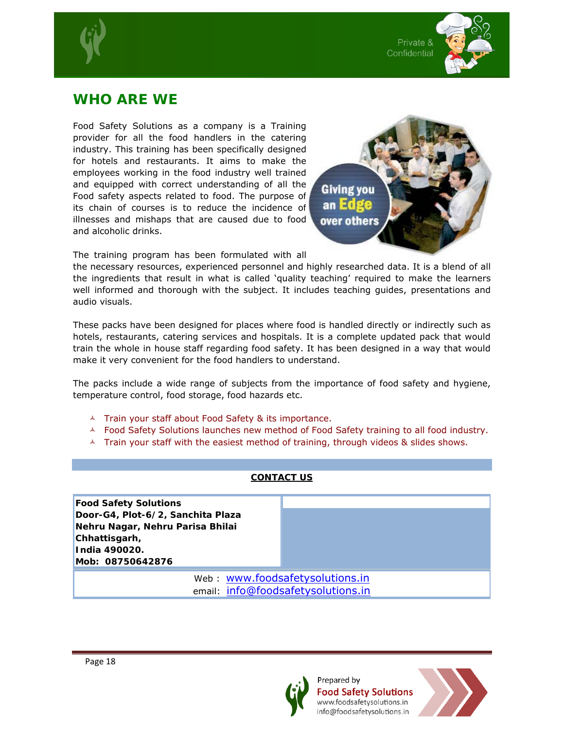## WHO ARE WE

Food Safety Solutions as a company is a Training provider for all the food handlers in the catering industry. This training has been specifically designed for hotels and restaurants. It aims to make the employees working in the food industry well trained and equipped with correct understanding of all the Food safety aspects related to food. The purpose of its chain of courses is to reduce the incidence of illnesses and mishaps that are caused due to food and alcoholic drinks.

Giving you an Edge over others

The training program has been formulated with all the necessary resources, experienced personnel and highly researched data. It is a blend of all the ingredients that result in what is called 'quality teaching' required to make the learners well informed and thorough with the subject. It includes teaching guides, presentations and audio visuals.

These packs have been designed for places where food is handled directly or indirectly such as hotels, restaurants, catering services and hospitals. It is a complete updated pack that would train the whole in house staff regarding food safety. It has been designed in a way that would make it very convenient for the food handlers to understand.

The packs include a wide range of subjects from the importance of food safety and hygiene, temperature control, food storage, food hazards etc.

- Train your staff about Food Safety & its importance.
- Food Safety Solutions launches new method of Food Safety training to all food industry.
- Train your staff with the easiest method of training, through videos & slides shows.

**CONTACT US**

**Food Safety Solutions**
**Door-G4, Plot-6/2, Sanchita Plaza**
**Nehru Nagar, Nehru Parisa Bhilai**
**Chhattisgarh,**
**India 490020.**
**Mob: 08750642876**

Web : www.foodsafetysolutions.in
email: info@foodsafetysolutions.in